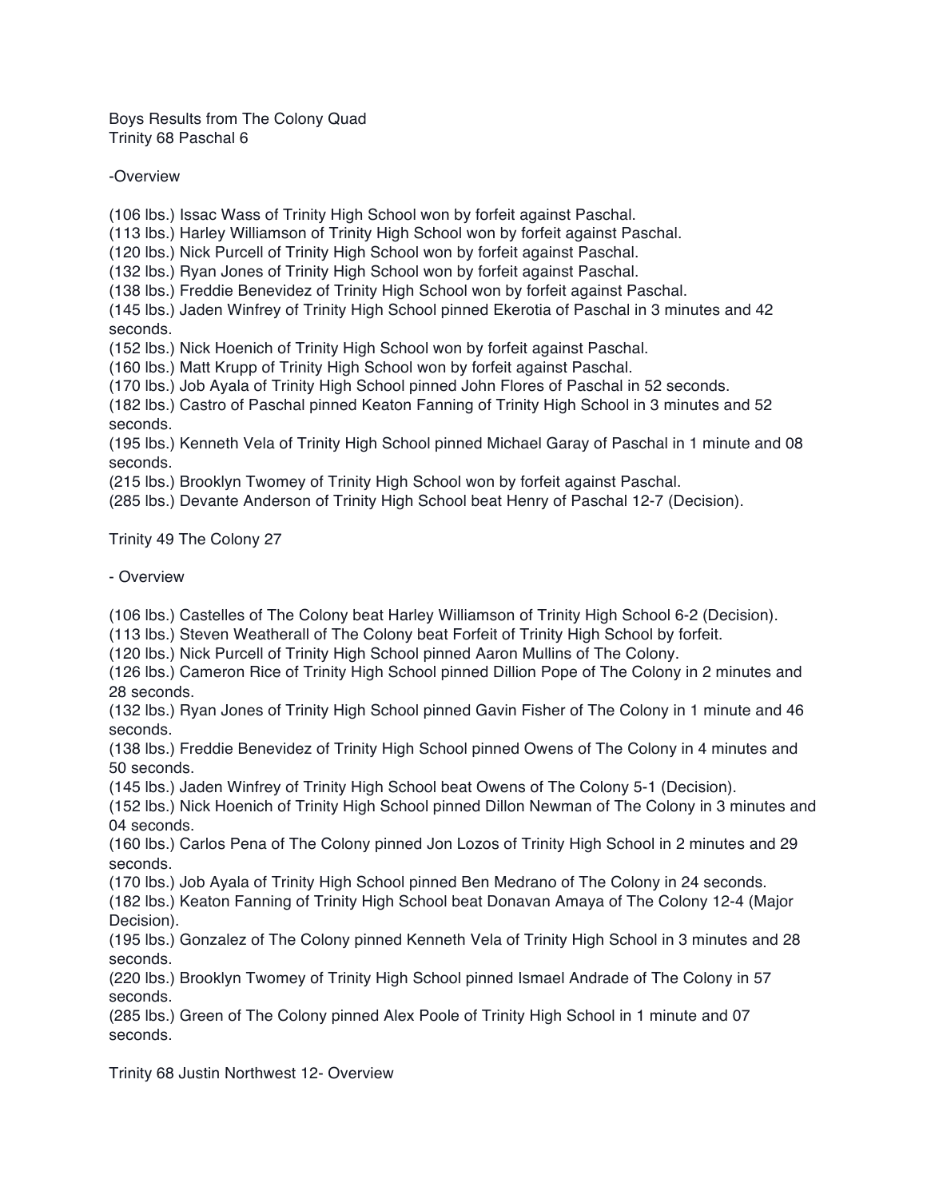Boys Results from The Colony Quad
Trinity 68 Paschal 6

-Overview

(106 lbs.) Issac Wass of Trinity High School won by forfeit against Paschal.
(113 lbs.) Harley Williamson of Trinity High School won by forfeit against Paschal.
(120 lbs.) Nick Purcell of Trinity High School won by forfeit against Paschal.
(132 lbs.) Ryan Jones of Trinity High School won by forfeit against Paschal.
(138 lbs.) Freddie Benevidez of Trinity High School won by forfeit against Paschal.
(145 lbs.) Jaden Winfrey of Trinity High School pinned Ekerotia of Paschal in 3 minutes and 42 seconds.
(152 lbs.) Nick Hoenich of Trinity High School won by forfeit against Paschal.
(160 lbs.) Matt Krupp of Trinity High School won by forfeit against Paschal.
(170 lbs.) Job Ayala of Trinity High School pinned John Flores of Paschal in 52 seconds.
(182 lbs.) Castro of Paschal pinned Keaton Fanning of Trinity High School in 3 minutes and 52 seconds.
(195 lbs.) Kenneth Vela of Trinity High School pinned Michael Garay of Paschal in 1 minute and 08 seconds.
(215 lbs.) Brooklyn Twomey of Trinity High School won by forfeit against Paschal.
(285 lbs.) Devante Anderson of Trinity High School beat Henry of Paschal 12-7 (Decision).

Trinity 49 The Colony 27

- Overview

(106 lbs.) Castelles of The Colony beat Harley Williamson of Trinity High School 6-2 (Decision).
(113 lbs.) Steven Weatherall of The Colony beat Forfeit of Trinity High School by forfeit.
(120 lbs.) Nick Purcell of Trinity High School pinned Aaron Mullins of The Colony.
(126 lbs.) Cameron Rice of Trinity High School pinned Dillion Pope of The Colony in 2 minutes and 28 seconds.
(132 lbs.) Ryan Jones of Trinity High School pinned Gavin Fisher of The Colony in 1 minute and 46 seconds.
(138 lbs.) Freddie Benevidez of Trinity High School pinned Owens of The Colony in 4 minutes and 50 seconds.
(145 lbs.) Jaden Winfrey of Trinity High School beat Owens of The Colony 5-1 (Decision).
(152 lbs.) Nick Hoenich of Trinity High School pinned Dillon Newman of The Colony in 3 minutes and 04 seconds.
(160 lbs.) Carlos Pena of The Colony pinned Jon Lozos of Trinity High School in 2 minutes and 29 seconds.
(170 lbs.) Job Ayala of Trinity High School pinned Ben Medrano of The Colony in 24 seconds.
(182 lbs.) Keaton Fanning of Trinity High School beat Donavan Amaya of The Colony 12-4 (Major Decision).
(195 lbs.) Gonzalez of The Colony pinned Kenneth Vela of Trinity High School in 3 minutes and 28 seconds.
(220 lbs.) Brooklyn Twomey of Trinity High School pinned Ismael Andrade of The Colony in 57 seconds.
(285 lbs.) Green of The Colony pinned Alex Poole of Trinity High School in 1 minute and 07 seconds.

Trinity 68 Justin Northwest 12- Overview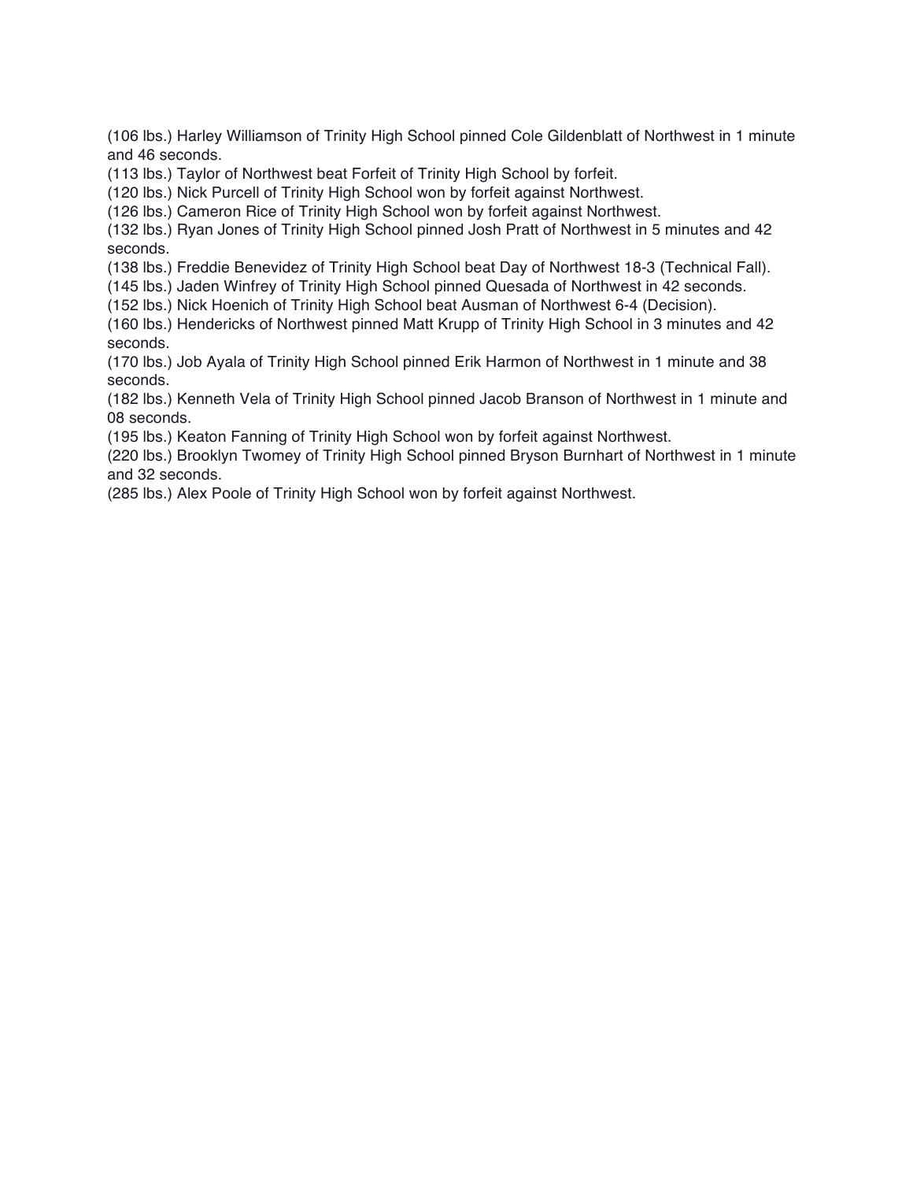(106 lbs.) Harley Williamson of Trinity High School pinned Cole Gildenblatt of Northwest in 1 minute and 46 seconds.

(113 lbs.) Taylor of Northwest beat Forfeit of Trinity High School by forfeit.

(120 lbs.) Nick Purcell of Trinity High School won by forfeit against Northwest.

(126 lbs.) Cameron Rice of Trinity High School won by forfeit against Northwest.

(132 lbs.) Ryan Jones of Trinity High School pinned Josh Pratt of Northwest in 5 minutes and 42 seconds.

(138 lbs.) Freddie Benevidez of Trinity High School beat Day of Northwest 18-3 (Technical Fall).

(145 lbs.) Jaden Winfrey of Trinity High School pinned Quesada of Northwest in 42 seconds.

(152 lbs.) Nick Hoenich of Trinity High School beat Ausman of Northwest 6-4 (Decision).

(160 lbs.) Hendericks of Northwest pinned Matt Krupp of Trinity High School in 3 minutes and 42 seconds.

(170 lbs.) Job Ayala of Trinity High School pinned Erik Harmon of Northwest in 1 minute and 38 seconds.

(182 lbs.) Kenneth Vela of Trinity High School pinned Jacob Branson of Northwest in 1 minute and 08 seconds.

(195 lbs.) Keaton Fanning of Trinity High School won by forfeit against Northwest.

(220 lbs.) Brooklyn Twomey of Trinity High School pinned Bryson Burnhart of Northwest in 1 minute and 32 seconds.

(285 lbs.) Alex Poole of Trinity High School won by forfeit against Northwest.